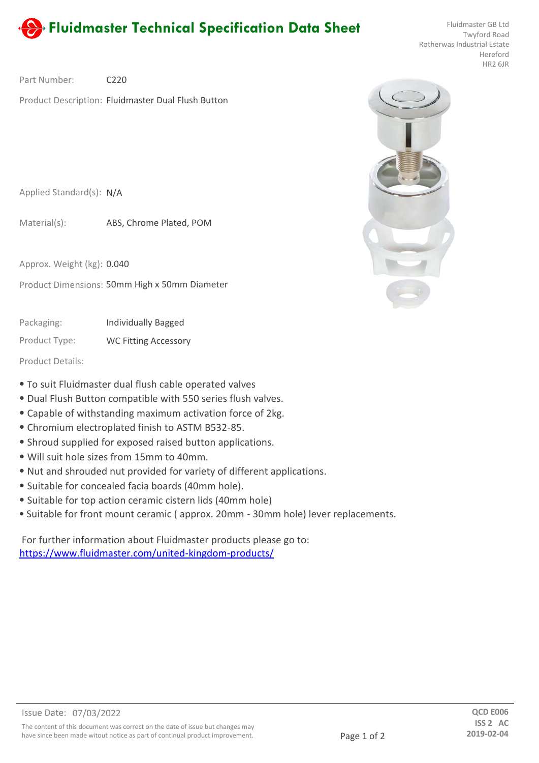# Fluidmaster Technical Specification Data Sheet

Fluidmaster GB Ltd
Twyford Road
Rotherwas Industrial Estate
Hereford
HR2 6JR

Part Number: C220

Product Description: Fluidmaster Dual Flush Button

Applied Standard(s): N/A

Material(s): ABS, Chrome Plated, POM

Approx. Weight (kg): 0.040

Product Dimensions: 50mm High x 50mm Diameter

Packaging: Individually Bagged

Product Type: WC Fitting Accessory

Product Details:

- To suit Fluidmaster dual flush cable operated valves
- Dual Flush Button compatible with 550 series flush valves.
- Capable of withstanding maximum activation force of 2kg.
- Chromium electroplated finish to ASTM B532-85.
- Shroud supplied for exposed raised button applications.
- Will suit hole sizes from 15mm to 40mm.
- Nut and shrouded nut provided for variety of different applications.
- Suitable for concealed facia boards (40mm hole).
- Suitable for top action ceramic cistern lids (40mm hole)
- Suitable for front mount ceramic ( approx. 20mm - 30mm hole) lever replacements.

For further information about Fluidmaster products please go to:
https://www.fluidmaster.com/united-kingdom-products/

Issue Date: 07/03/2022

The content of this document was correct on the date of issue but changes may have since been made witout notice as part of continual product improvement.

**QCD E006**
**ISS 2 AC**
**2019-02-04**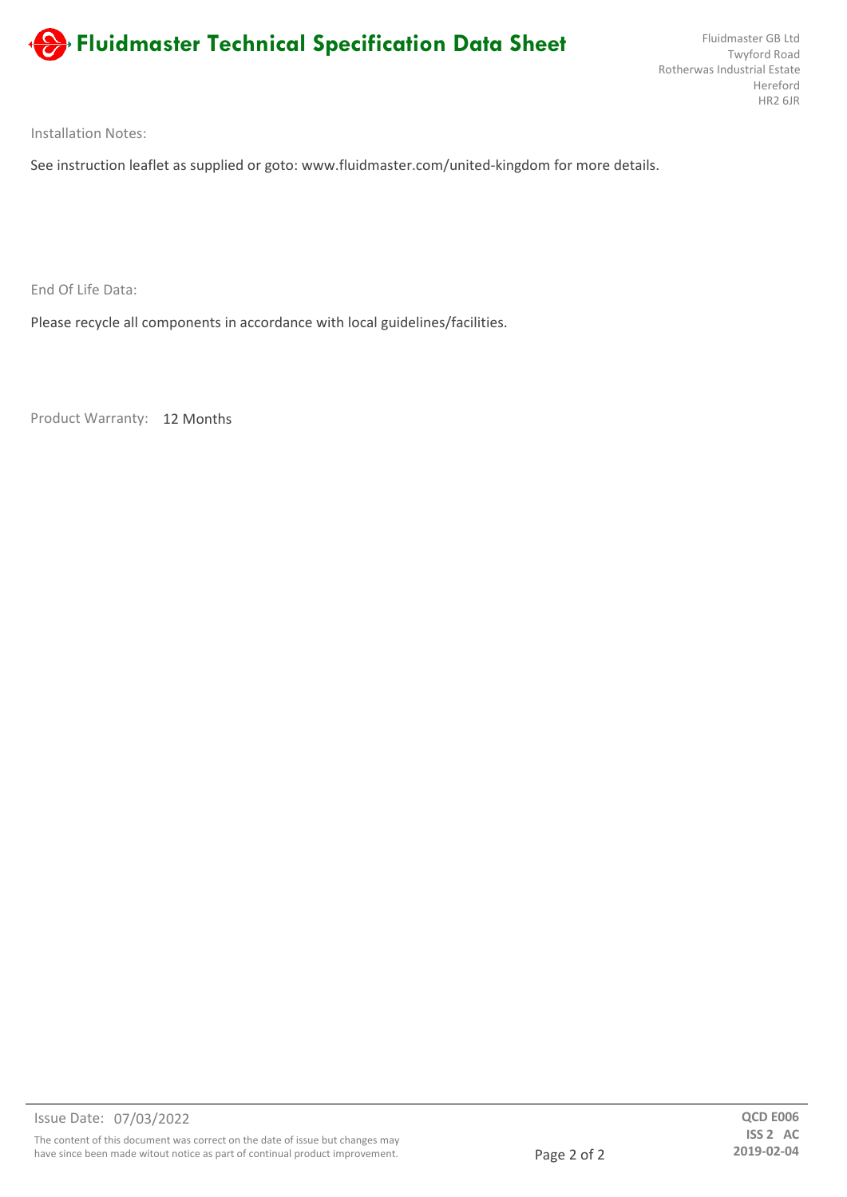Installation Notes:

See instruction leaflet as supplied or goto: www.fluidmaster.com/united-kingdom for more details.

End Of Life Data:

Please recycle all components in accordance with local guidelines/facilities.

Product Warranty: 12 Months

Issue Date: 07/03/2022

The content of this document was correct on the date of issue but changes may have since been made witout notice as part of continual product improvement.

**QCD E006**
**ISS 2 AC**
**2019-02-04**